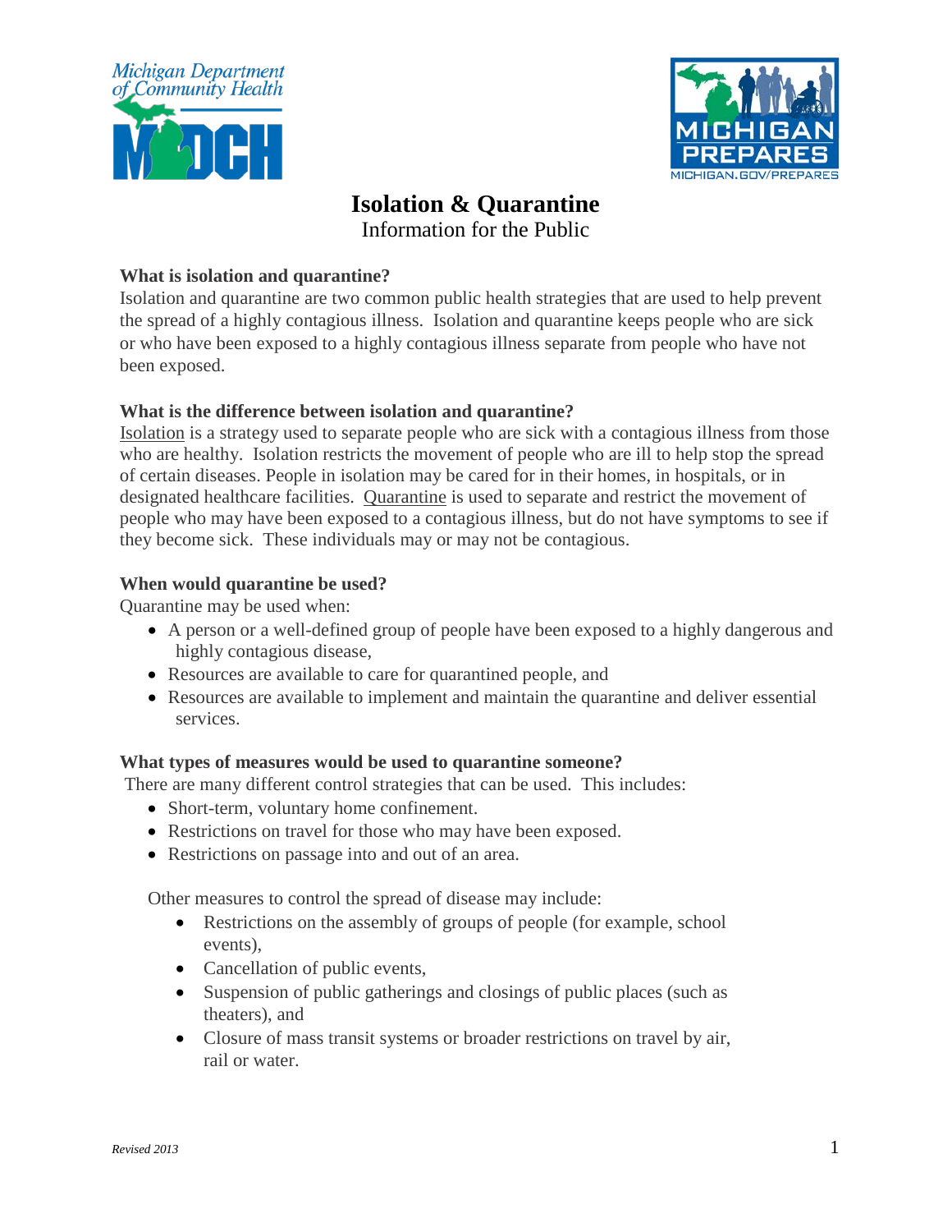# Isolation & Quarantine

Information for the Public

**What is isolation and quarantine?**

Isolation and quarantine are two common public health strategies that are used to help prevent the spread of a highly contagious illness. Isolation and quarantine keeps people who are sick or who have been exposed to a highly contagious illness separate from people who have not been exposed.

**What is the difference between isolation and quarantine?**

Isolation is a strategy used to separate people who are sick with a contagious illness from those who are healthy. Isolation restricts the movement of people who are ill to help stop the spread of certain diseases. People in isolation may be cared for in their homes, in hospitals, or in designated healthcare facilities. Quarantine is used to separate and restrict the movement of people who may have been exposed to a contagious illness, but do not have symptoms to see if they become sick. These individuals may or may not be contagious.

**When would quarantine be used?**

Quarantine may be used when:

- A person or a well-defined group of people have been exposed to a highly dangerous and highly contagious disease,
- Resources are available to care for quarantined people, and
- Resources are available to implement and maintain the quarantine and deliver essential services.

**What types of measures would be used to quarantine someone?**

There are many different control strategies that can be used. This includes:

- Short-term, voluntary home confinement.
- Restrictions on travel for those who may have been exposed.
- Restrictions on passage into and out of an area.

Other measures to control the spread of disease may include:

- Restrictions on the assembly of groups of people (for example, school events),
- Cancellation of public events,
- Suspension of public gatherings and closings of public places (such as theaters), and
- Closure of mass transit systems or broader restrictions on travel by air, rail or water.

*Revised 2013*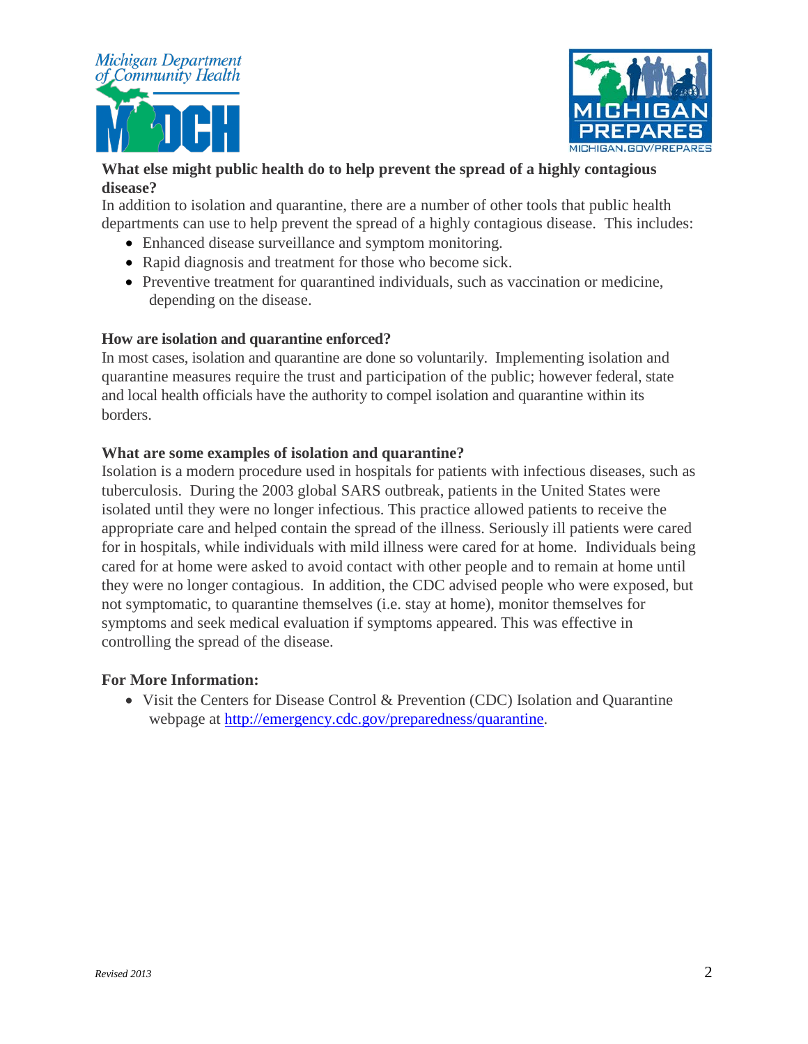**What else might public health do to help prevent the spread of a highly contagious disease?**

In addition to isolation and quarantine, there are a number of other tools that public health departments can use to help prevent the spread of a highly contagious disease. This includes:

- Enhanced disease surveillance and symptom monitoring.
- Rapid diagnosis and treatment for those who become sick.
- Preventive treatment for quarantined individuals, such as vaccination or medicine, depending on the disease.

**How are isolation and quarantine enforced?**

In most cases, isolation and quarantine are done so voluntarily. Implementing isolation and quarantine measures require the trust and participation of the public; however federal, state and local health officials have the authority to compel isolation and quarantine within its borders.

**What are some examples of isolation and quarantine?**

Isolation is a modern procedure used in hospitals for patients with infectious diseases, such as tuberculosis. During the 2003 global SARS outbreak, patients in the United States were isolated until they were no longer infectious. This practice allowed patients to receive the appropriate care and helped contain the spread of the illness. Seriously ill patients were cared for in hospitals, while individuals with mild illness were cared for at home. Individuals being cared for at home were asked to avoid contact with other people and to remain at home until they were no longer contagious. In addition, the CDC advised people who were exposed, but not symptomatic, to quarantine themselves (i.e. stay at home), monitor themselves for symptoms and seek medical evaluation if symptoms appeared. This was effective in controlling the spread of the disease.

**For More Information:**

- Visit the Centers for Disease Control & Prevention (CDC) Isolation and Quarantine webpage at [http://emergency.cdc.gov/preparedness/quarantine](http://emergency.cdc.gov/preparedness/quarantine).

*Revised 2013*